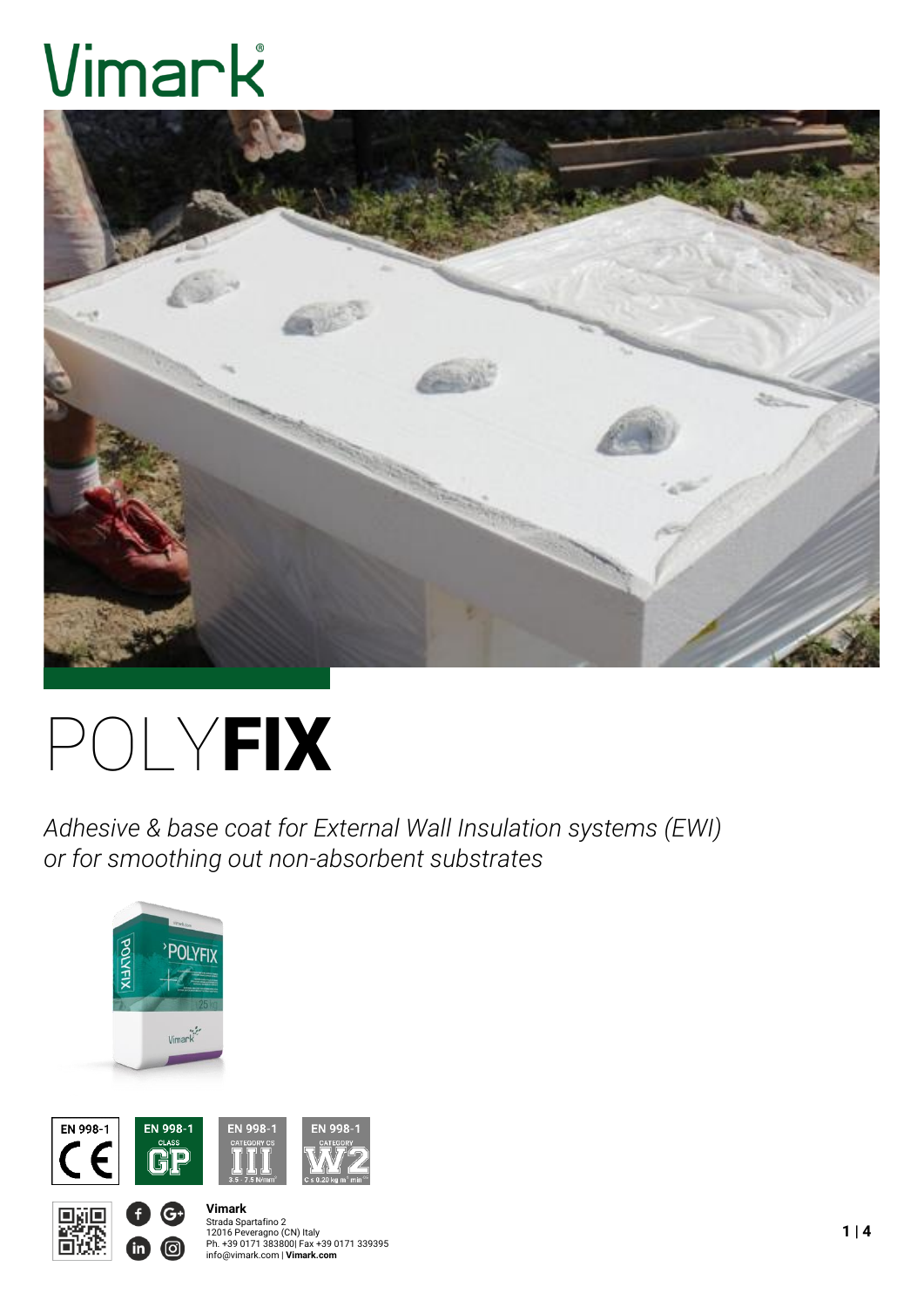# POLYFIX

*Adhesive & base coat for External Wall Insulation systems (EWI) or for smoothing out non-absorbent substrates*

EN 998-1 CE

EN 998-1 CLASS GP

EN 998-1 CATEGORY CS III 3.5 - 7.5 N/mm²

EN 998-1 CATEGORY W2 C ≤ 0.20 kg m² min⁰·⁵

**Vimark**
Strada Spartafino 2
12016 Peveragno (CN) Italy
Ph. +39 0171 383800| Fax +39 0171 339395
info@vimark.com | **Vimark.com**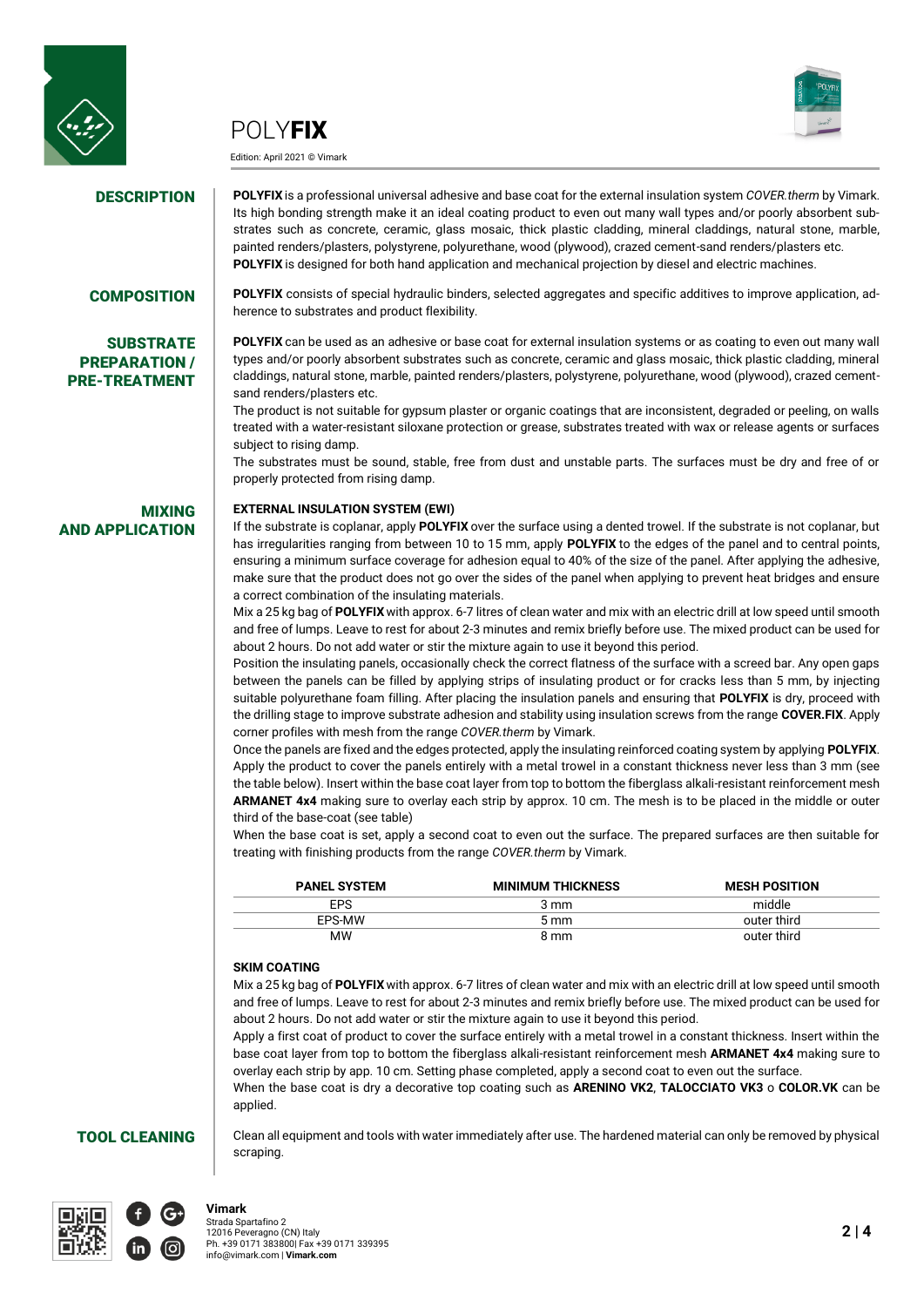# POLY**FIX**

Edition: April 2021 © Vimark

## DESCRIPTION

**POLYFIX** is a professional universal adhesive and base coat for the external insulation system *COVER.therm* by Vimark. Its high bonding strength make it an ideal coating product to even out many wall types and/or poorly absorbent substrates such as concrete, ceramic, glass mosaic, thick plastic cladding, mineral claddings, natural stone, marble, painted renders/plasters, polystyrene, polyurethane, wood (plywood), crazed cement-sand renders/plasters etc.
**POLYFIX** is designed for both hand application and mechanical projection by diesel and electric machines.

## COMPOSITION

**POLYFIX** consists of special hydraulic binders, selected aggregates and specific additives to improve application, adherence to substrates and product flexibility.

## SUBSTRATE PREPARATION / PRE-TREATMENT

**POLYFIX** can be used as an adhesive or base coat for external insulation systems or as coating to even out many wall types and/or poorly absorbent substrates such as concrete, ceramic and glass mosaic, thick plastic cladding, mineral claddings, natural stone, marble, painted renders/plasters, polystyrene, polyurethane, wood (plywood), crazed cement-sand renders/plasters etc.
The product is not suitable for gypsum plaster or organic coatings that are inconsistent, degraded or peeling, on walls treated with a water-resistant siloxane protection or grease, substrates treated with wax or release agents or surfaces subject to rising damp.
The substrates must be sound, stable, free from dust and unstable parts. The surfaces must be dry and free of or properly protected from rising damp.

## MIXING AND APPLICATION

**EXTERNAL INSULATION SYSTEM (EWI)**

If the substrate is coplanar, apply **POLYFIX** over the surface using a dented trowel. If the substrate is not coplanar, but has irregularities ranging from between 10 to 15 mm, apply **POLYFIX** to the edges of the panel and to central points, ensuring a minimum surface coverage for adhesion equal to 40% of the size of the panel. After applying the adhesive, make sure that the product does not go over the sides of the panel when applying to prevent heat bridges and ensure a correct combination of the insulating materials.
Mix a 25 kg bag of **POLYFIX** with approx. 6-7 litres of clean water and mix with an electric drill at low speed until smooth and free of lumps. Leave to rest for about 2-3 minutes and remix briefly before use. The mixed product can be used for about 2 hours. Do not add water or stir the mixture again to use it beyond this period.
Position the insulating panels, occasionally check the correct flatness of the surface with a screed bar. Any open gaps between the panels can be filled by applying strips of insulating product or for cracks less than 5 mm, by injecting suitable polyurethane foam filling. After placing the insulation panels and ensuring that **POLYFIX** is dry, proceed with the drilling stage to improve substrate adhesion and stability using insulation screws from the range **COVER.FIX**. Apply corner profiles with mesh from the range *COVER.therm* by Vimark.
Once the panels are fixed and the edges protected, apply the insulating reinforced coating system by applying **POLYFIX**. Apply the product to cover the panels entirely with a metal trowel in a constant thickness never less than 3 mm (see the table below). Insert within the base coat layer from top to bottom the fiberglass alkali-resistant reinforcement mesh **ARMANET 4x4** making sure to overlay each strip by approx. 10 cm. The mesh is to be placed in the middle or outer third of the base-coat (see table)
When the base coat is set, apply a second coat to even out the surface. The prepared surfaces are then suitable for treating with finishing products from the range *COVER.therm* by Vimark.

| PANEL SYSTEM | MINIMUM THICKNESS | MESH POSITION |
|---|---|---|
| EPS | 3 mm | middle |
| EPS-MW | 5 mm | outer third |
| MW | 8 mm | outer third |

**SKIM COATING**

Mix a 25 kg bag of **POLYFIX** with approx. 6-7 litres of clean water and mix with an electric drill at low speed until smooth and free of lumps. Leave to rest for about 2-3 minutes and remix briefly before use. The mixed product can be used for about 2 hours. Do not add water or stir the mixture again to use it beyond this period.
Apply a first coat of product to cover the surface entirely with a metal trowel in a constant thickness. Insert within the base coat layer from top to bottom the fiberglass alkali-resistant reinforcement mesh **ARMANET 4x4** making sure to overlay each strip by app. 10 cm. Setting phase completed, apply a second coat to even out the surface.
When the base coat is dry a decorative top coating such as **ARENINO VK2**, **TALOCCIATO VK3** o **COLOR.VK** can be applied.

## TOOL CLEANING

Clean all equipment and tools with water immediately after use. The hardened material can only be removed by physical scraping.

**Vimark**
Strada Spartafino 2
12016 Peveragno (CN) Italy
Ph. +39 0171 383800| Fax +39 0171 339395
info@vimark.com | **Vimark.com**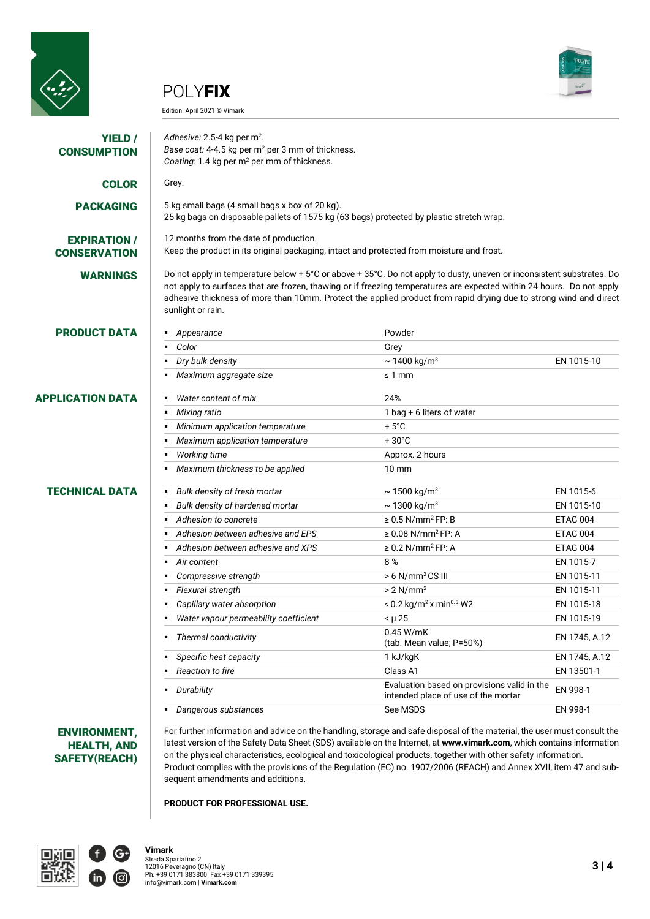# POLY**FIX**

Edition: April 2021 © Vimark

## YIELD / CONSUMPTION

*Adhesive:* 2.5-4 kg per $m^2$.
*Base coat:* 4-4.5 kg per $m^2$ per 3 mm of thickness.
*Coating:* 1.4 kg per $m^2$ per mm of thickness.

## COLOR

Grey.

## PACKAGING

5 kg small bags (4 small bags x box of 20 kg).
25 kg bags on disposable pallets of 1575 kg (63 bags) protected by plastic stretch wrap.

## EXPIRATION / CONSERVATION

12 months from the date of production.
Keep the product in its original packaging, intact and protected from moisture and frost.

## WARNINGS

Do not apply in temperature below + 5°C or above + 35°C. Do not apply to dusty, uneven or inconsistent substrates. Do not apply to surfaces that are frozen, thawing or if freezing temperatures are expected within 24 hours. Do not apply adhesive thickness of more than 10mm. Protect the applied product from rapid drying due to strong wind and direct sunlight or rain.

## PRODUCT DATA

| Property | Value | Standard |
|---|---|---|
| *Appearance* | Powder | |
| *Color* | Grey | |
| *Dry bulk density* | ~ 1400 kg/$m^3$ | EN 1015-10 |
| *Maximum aggregate size* | ≤ 1 mm | |

## APPLICATION DATA

| Property | Value | Standard |
|---|---|---|
| *Water content of mix* | 24% | |
| *Mixing ratio* | 1 bag + 6 liters of water | |
| *Minimum application temperature* | + 5°C | |
| *Maximum application temperature* | + 30°C | |
| *Working time* | Approx. 2 hours | |
| *Maximum thickness to be applied* | 10 mm | |

## TECHNICAL DATA

| Property | Value | Standard |
|---|---|---|
| *Bulk density of fresh mortar* | ~ 1500 kg/$m^3$ | EN 1015-6 |
| *Bulk density of hardened mortar* | ~ 1300 kg/$m^3$ | EN 1015-10 |
| *Adhesion to concrete* | ≥ 0.5 N/$mm^2$ FP: B | ETAG 004 |
| *Adhesion between adhesive and EPS* | ≥ 0.08 N/$mm^2$ FP: A | ETAG 004 |
| *Adhesion between adhesive and XPS* | ≥ 0.2 N/$mm^2$ FP: A | ETAG 004 |
| *Air content* | 8 % | EN 1015-7 |
| *Compressive strength* | > 6 N/$mm^2$ CS III | EN 1015-11 |
| *Flexural strength* | > 2 N/$mm^2$ | EN 1015-11 |
| *Capillary water absorption* | < 0.2 kg/$m^2$ x $min^{0.5}$ W2 | EN 1015-18 |
| *Water vapour permeability coefficient* | < μ 25 | EN 1015-19 |
| *Thermal conductivity* | 0.45 W/mK (tab. Mean value; P=50%) | EN 1745, A.12 |
| *Specific heat capacity* | 1 kJ/kgK | EN 1745, A.12 |
| *Reaction to fire* | Class A1 | EN 13501-1 |
| *Durability* | Evaluation based on provisions valid in the intended place of use of the mortar | EN 998-1 |
| *Dangerous substances* | See MSDS | EN 998-1 |

## ENVIRONMENT, HEALTH, AND SAFETY(REACH)

For further information and advice on the handling, storage and safe disposal of the material, the user must consult the latest version of the Safety Data Sheet (SDS) available on the Internet, at **www.vimark.com**, which contains information on the physical characteristics, ecological and toxicological products, together with other safety information.
Product complies with the provisions of the Regulation (EC) no. 1907/2006 (REACH) and Annex XVII, item 47 and subsequent amendments and additions.

**PRODUCT FOR PROFESSIONAL USE.**

**Vimark**
Strada Spartafino 2
12016 Peveragno (CN) Italy
Ph. +39 0171 383800| Fax +39 0171 339395
info@vimark.com | **Vimark.com**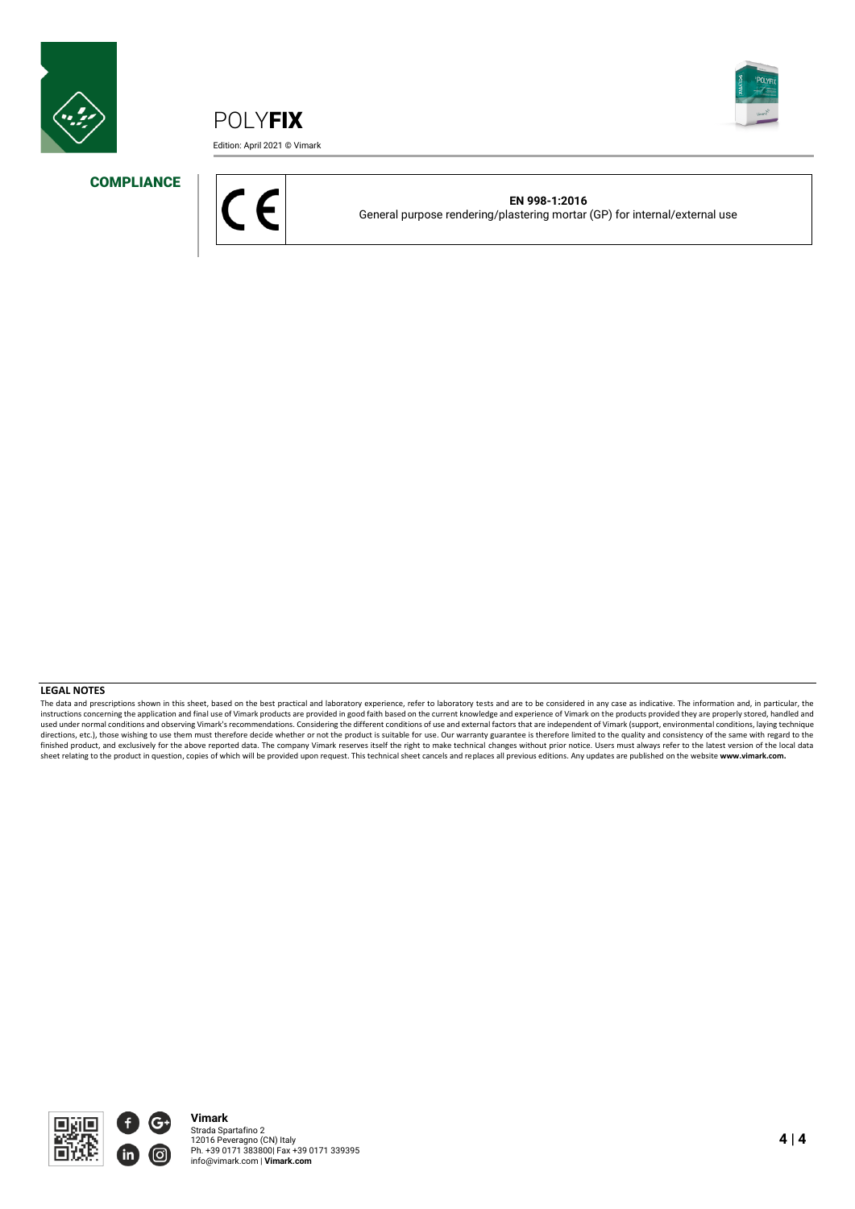# POLYFIX

Edition: April 2021 © Vimark

## COMPLIANCE

| | |
|---|---|
| CE | **EN 998-1:2016**<br>General purpose rendering/plastering mortar (GP) for internal/external use |

### LEGAL NOTES

The data and prescriptions shown in this sheet, based on the best practical and laboratory experience, refer to laboratory tests and are to be considered in any case as indicative. The information and, in particular, the instructions concerning the application and final use of Vimark products are provided in good faith based on the current knowledge and experience of Vimark on the products provided they are properly stored, handled and used under normal conditions and observing Vimark's recommendations. Considering the different conditions of use and external factors that are independent of Vimark (support, environmental conditions, laying technique directions, etc.), those wishing to use them must therefore decide whether or not the product is suitable for use. Our warranty guarantee is therefore limited to the quality and consistency of the same with regard to the finished product, and exclusively for the above reported data. The company Vimark reserves itself the right to make technical changes without prior notice. Users must always refer to the latest version of the local data sheet relating to the product in question, copies of which will be provided upon request. This technical sheet cancels and replaces all previous editions. Any updates are published on the website **www.vimark.com.**

**Vimark**
Strada Spartafino 2
12016 Peveragno (CN) Italy
Ph. +39 0171 383800| Fax +39 0171 339395
info@vimark.com | **Vimark.com**